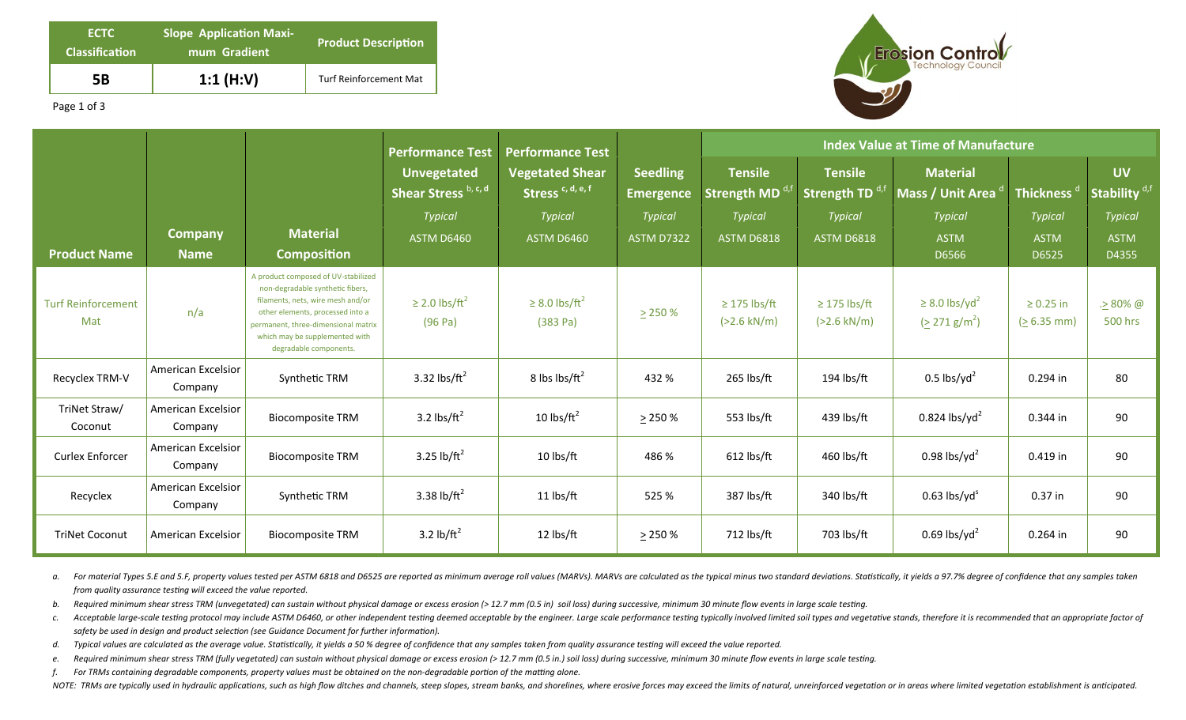| ECTC Classification | Slope Application Maximum Gradient | Product Description |
|---|---|---|
| 5B | 1:1 (H:V) | Turf Reinforcement Mat |

Erosion Control Technology Council

| Product Name | Company Name | Material Composition | Performance Test Unvegetated Shear Stress [b, c, d] Typical ASTM D6460 | Performance Test Vegetated Shear Stress [c, d, e, f] Typical ASTM D6460 | Seedling Emergence Typical ASTM D7322 | Index Value at Time of Manufacture: Tensile Strength MD [d,f] Typical ASTM D6818 | Tensile Strength TD [d,f] Typical ASTM D6818 | Material Mass / Unit Area [d] Typical ASTM D6566 | Thickness [d] Typical ASTM D6525 | UV Stability [d,f] Typical ASTM D4355 |
|---|---|---|---|---|---|---|---|---|---|---|
| Turf Reinforcement Mat | n/a | A product composed of UV-stabilized non-degradable synthetic fibers, filaments, nets, wire mesh and/or other elements, processed into a permanent, three-dimensional matrix which may be supplemented with degradable components. | ≥ 2.0 lbs/ft$^2$ (96 Pa) | ≥ 8.0 lbs/ft$^2$ (383 Pa) | ≥ 250 % | ≥ 175 lbs/ft (>2.6 kN/m) | ≥ 175 lbs/ft (>2.6 kN/m) | ≥ 8.0 lbs/yd$^2$ (≥ 271 g/m$^2$) | ≥ 0.25 in (≥ 6.35 mm) | ≥ 80% @ 500 hrs |
| Recyclex TRM-V | American Excelsior Company | Synthetic TRM | 3.32 lbs/ft$^2$ | 8 lbs lbs/ft$^2$ | 432 % | 265 lbs/ft | 194 lbs/ft | 0.5 lbs/yd$^2$ | 0.294 in | 80 |
| TriNet Straw/ Coconut | American Excelsior Company | Biocomposite TRM | 3.2 lbs/ft$^2$ | 10 lbs/ft$^2$ | ≥ 250 % | 553 lbs/ft | 439 lbs/ft | 0.824 lbs/yd$^2$ | 0.344 in | 90 |
| Curlex Enforcer | American Excelsior Company | Biocomposite TRM | 3.25 lb/ft$^2$ | 10 lbs/ft | 486 % | 612 lbs/ft | 460 lbs/ft | 0.98 lbs/yd$^2$ | 0.419 in | 90 |
| Recyclex | American Excelsior Company | Synthetic TRM | 3.38 lb/ft$^2$ | 11 lbs/ft | 525 % | 387 lbs/ft | 340 lbs/ft | 0.63 lbs/yd$^s$ | 0.37 in | 90 |
| TriNet Coconut | American Excelsior | Biocomposite TRM | 3.2 lb/ft$^2$ | 12 lbs/ft | ≥ 250 % | 712 lbs/ft | 703 lbs/ft | 0.69 lbs/yd$^2$ | 0.264 in | 90 |

*a. For material Types 5.E and 5.F, property values tested per ASTM 6818 and D6525 are reported as minimum average roll values (MARVs). MARVs are calculated as the typical minus two standard deviations. Statistically, it yields a 97.7% degree of confidence that any samples taken from quality assurance testing will exceed the value reported.*

*b. Required minimum shear stress TRM (unvegetated) can sustain without physical damage or excess erosion (> 12.7 mm (0.5 in) soil loss) during successive, minimum 30 minute flow events in large scale testing.*

*c. Acceptable large-scale testing protocol may include ASTM D6460, or other independent testing deemed acceptable by the engineer. Large scale performance testing typically involved limited soil types and vegetative stands, therefore it is recommended that an appropriate factor of safety be used in design and product selection (see Guidance Document for further information).*

*d. Typical values are calculated as the average value. Statistically, it yields a 50 % degree of confidence that any samples taken from quality assurance testing will exceed the value reported.*

*e. Required minimum shear stress TRM (fully vegetated) can sustain without physical damage or excess erosion (> 12.7 mm (0.5 in.) soil loss) during successive, minimum 30 minute flow events in large scale testing.*

*f. For TRMs containing degradable components, property values must be obtained on the non-degradable portion of the matting alone.*

*NOTE: TRMs are typically used in hydraulic applications, such as high flow ditches and channels, steep slopes, stream banks, and shorelines, where erosive forces may exceed the limits of natural, unreinforced vegetation or in areas where limited vegetation establishment is anticipated.*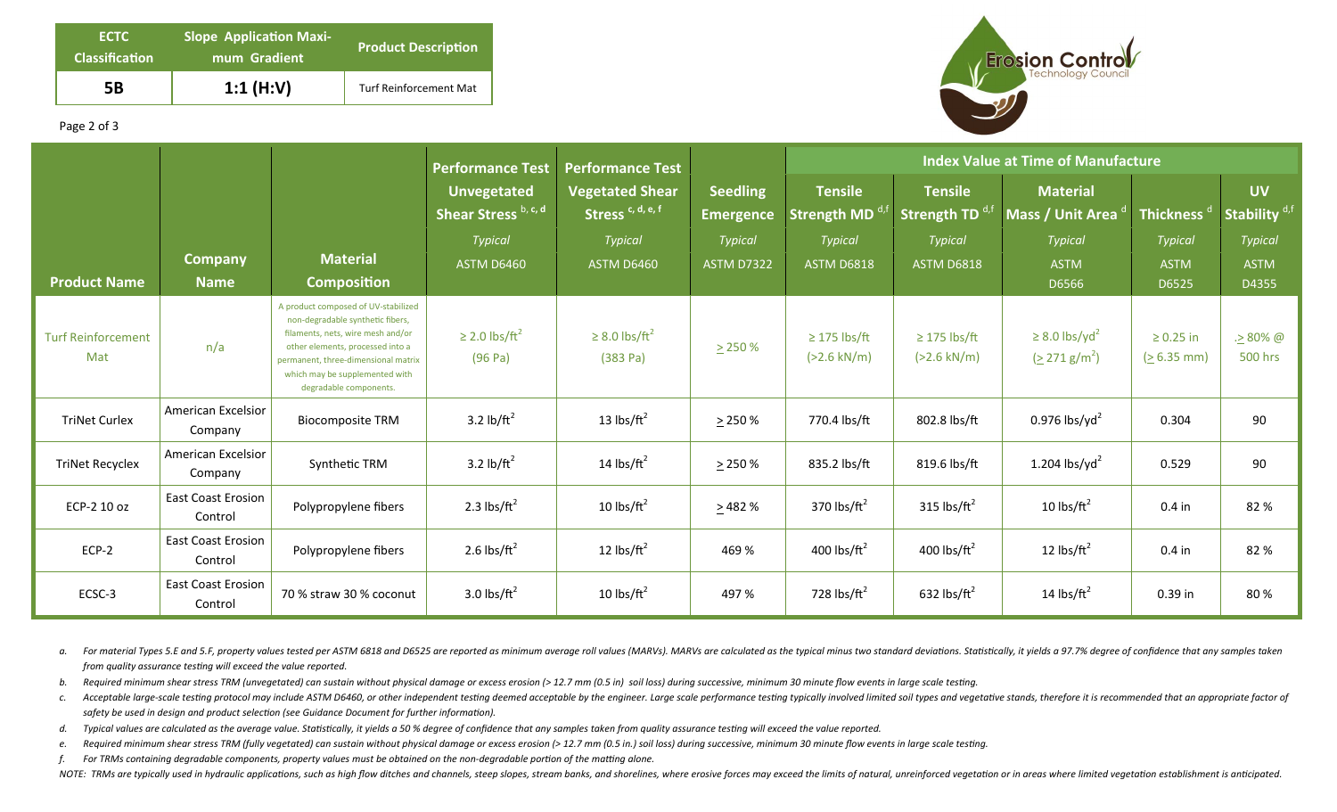| ECTC Classification | Slope Application Maximum Gradient | Product Description |
|---|---|---|
| **5B** | **1:1 (H:V)** | Turf Reinforcement Mat |

| | | | Performance Test | Performance Test | | Index Value at Time of Manufacture | | | | |
|---|---|---|---|---|---|---|---|---|---|---|
| **Product Name** | **Company Name** | **Material Composition** | **Unvegetated Shear Stress** [b, c, d] *Typical* ASTM D6460 | **Vegetated Shear Stress** [c, d, e, f] *Typical* ASTM D6460 | **Seedling Emergence** *Typical* ASTM D7322 | **Tensile Strength MD** [d,f] *Typical* ASTM D6818 | **Tensile Strength TD** [d,f] *Typical* ASTM D6818 | **Material Mass / Unit Area** [d] *Typical* ASTM D6566 | **Thickness** [d] *Typical* ASTM D6525 | **UV Stability** [d,f] *Typical* ASTM D4355 |
| Turf Reinforcement Mat | n/a | A product composed of UV-stabilized non-degradable synthetic fibers, filaments, nets, wire mesh and/or other elements, processed into a permanent, three-dimensional matrix which may be supplemented with degradable components. | ≥ 2.0 lbs/ft$^2$ (96 Pa) | ≥ 8.0 lbs/ft$^2$ (383 Pa) | ≥ 250 % | ≥ 175 lbs/ft (>2.6 kN/m) | ≥ 175 lbs/ft (>2.6 kN/m) | ≥ 8.0 lbs/yd$^2$ (≥ 271 g/m$^2$) | ≥ 0.25 in (≥ 6.35 mm) | .≥ 80% @ 500 hrs |
| TriNet Curlex | American Excelsior Company | Biocomposite TRM | 3.2 lb/ft$^2$ | 13 lbs/ft$^2$ | ≥ 250 % | 770.4 lbs/ft | 802.8 lbs/ft | 0.976 lbs/yd$^2$ | 0.304 | 90 |
| TriNet Recyclex | American Excelsior Company | Synthetic TRM | 3.2 lb/ft$^2$ | 14 lbs/ft$^2$ | ≥ 250 % | 835.2 lbs/ft | 819.6 lbs/ft | 1.204 lbs/yd$^2$ | 0.529 | 90 |
| ECP-2 10 oz | East Coast Erosion Control | Polypropylene fibers | 2.3 lbs/ft$^2$ | 10 lbs/ft$^2$ | ≥ 482 % | 370 lbs/ft$^2$ | 315 lbs/ft$^2$ | 10 lbs/ft$^2$ | 0.4 in | 82 % |
| ECP-2 | East Coast Erosion Control | Polypropylene fibers | 2.6 lbs/ft$^2$ | 12 lbs/ft$^2$ | 469 % | 400 lbs/ft$^2$ | 400 lbs/ft$^2$ | 12 lbs/ft$^2$ | 0.4 in | 82 % |
| ECSC-3 | East Coast Erosion Control | 70 % straw 30 % coconut | 3.0 lbs/ft$^2$ | 10 lbs/ft$^2$ | 497 % | 728 lbs/ft$^2$ | 632 lbs/ft$^2$ | 14 lbs/ft$^2$ | 0.39 in | 80 % |

*a. For material Types 5.E and 5.F, property values tested per ASTM 6818 and D6525 are reported as minimum average roll values (MARVs). MARVs are calculated as the typical minus two standard deviations. Statistically, it yields a 97.7% degree of confidence that any samples taken from quality assurance testing will exceed the value reported.*

*b. Required minimum shear stress TRM (unvegetated) can sustain without physical damage or excess erosion (> 12.7 mm (0.5 in) soil loss) during successive, minimum 30 minute flow events in large scale testing.*

*c. Acceptable large-scale testing protocol may include ASTM D6460, or other independent testing deemed acceptable by the engineer. Large scale performance testing typically involved limited soil types and vegetative stands, therefore it is recommended that an appropriate factor of safety be used in design and product selection (see Guidance Document for further information).*

*d. Typical values are calculated as the average value. Statistically, it yields a 50 % degree of confidence that any samples taken from quality assurance testing will exceed the value reported.*

*e. Required minimum shear stress TRM (fully vegetated) can sustain without physical damage or excess erosion (> 12.7 mm (0.5 in.) soil loss) during successive, minimum 30 minute flow events in large scale testing.*

*f. For TRMs containing degradable components, property values must be obtained on the non-degradable portion of the matting alone.*

*NOTE: TRMs are typically used in hydraulic applications, such as high flow ditches and channels, steep slopes, stream banks, and shorelines, where erosive forces may exceed the limits of natural, unreinforced vegetation or in areas where limited vegetation establishment is anticipated.*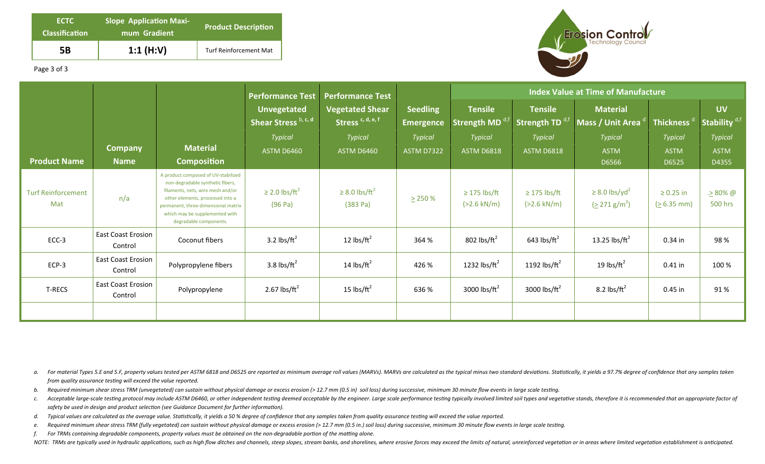| ECTC Classification | Slope Application Maximum Gradient | Product Description |
|---|---|---|
| 5B | 1:1 (H:V) | Turf Reinforcement Mat |

Erosion Control Technology Council

| | | | Performance Test | Performance Test | | Index Value at Time of Manufacture | | | | | |
|---|---|---|---|---|---|---|---|---|---|---|---|
| | | | Unvegetated Shear Stress [b, c, d] | Vegetated Shear Stress [c, d, e, f] | Seedling Emergence | Tensile Strength MD [d,f] | Tensile Strength TD [d,f] | Material Mass / Unit Area [d] | Thickness [d] | UV Stability [d,f] |
| | | | Typical | Typical | Typical | Typical | Typical | Typical | Typical | Typical |
| Product Name | Company Name | Material Composition | ASTM D6460 | ASTM D6460 | ASTM D7322 | ASTM D6818 | ASTM D6818 | ASTM D6566 | ASTM D6525 | ASTM D4355 |
| Turf Reinforcement Mat | n/a | A product composed of UV-stabilized non-degradable synthetic fibers, filaments, nets, wire mesh and/or other elements, processed into a permanent, three-dimensional matrix which may be supplemented with degradable components. | ≥ 2.0 lbs/ft$^2$ (96 Pa) | ≥ 8.0 lbs/ft$^2$ (383 Pa) | ≥ 250 % | ≥ 175 lbs/ft (>2.6 kN/m) | ≥ 175 lbs/ft (>2.6 kN/m) | ≥ 8.0 lbs/yd$^2$ (≥ 271 g/m$^2$) | ≥ 0.25 in (≥ 6.35 mm) | ≥ 80% @ 500 hrs |
| ECC-3 | East Coast Erosion Control | Coconut fibers | 3.2 lbs/ft$^2$ | 12 lbs/ft$^2$ | 364 % | 802 lbs/ft$^2$ | 643 lbs/ft$^2$ | 13.25 lbs/ft$^2$ | 0.34 in | 98 % |
| ECP-3 | East Coast Erosion Control | Polypropylene fibers | 3.8 lbs/ft$^2$ | 14 lbs/ft$^2$ | 426 % | 1232 lbs/ft$^2$ | 1192 lbs/ft$^2$ | 19 lbs/ft$^2$ | 0.41 in | 100 % |
| T-RECS | East Coast Erosion Control | Polypropylene | 2.67 lbs/ft$^2$ | 15 lbs/ft$^2$ | 636 % | 3000 lbs/ft$^2$ | 3000 lbs/ft$^2$ | 8.2 lbs/ft$^2$ | 0.45 in | 91 % |
| | | | | | | | | | | |

*a. For material Types 5.E and 5.F, property values tested per ASTM 6818 and D6525 are reported as minimum average roll values (MARVs). MARVs are calculated as the typical minus two standard deviations. Statistically, it yields a 97.7% degree of confidence that any samples taken from quality assurance testing will exceed the value reported.*

*b. Required minimum shear stress TRM (unvegetated) can sustain without physical damage or excess erosion (> 12.7 mm (0.5 in) soil loss) during successive, minimum 30 minute flow events in large scale testing.*

*c. Acceptable large-scale testing protocol may include ASTM D6460, or other independent testing deemed acceptable by the engineer. Large scale performance testing typically involved limited soil types and vegetative stands, therefore it is recommended that an appropriate factor of safety be used in design and product selection (see Guidance Document for further information).*

*d. Typical values are calculated as the average value. Statistically, it yields a 50 % degree of confidence that any samples taken from quality assurance testing will exceed the value reported.*

*e. Required minimum shear stress TRM (fully vegetated) can sustain without physical damage or excess erosion (> 12.7 mm (0.5 in.) soil loss) during successive, minimum 30 minute flow events in large scale testing.*

*f. For TRMs containing degradable components, property values must be obtained on the non-degradable portion of the matting alone.*

*NOTE: TRMs are typically used in hydraulic applications, such as high flow ditches and channels, steep slopes, stream banks, and shorelines, where erosive forces may exceed the limits of natural, unreinforced vegetation or in areas where limited vegetation establishment is anticipated.*